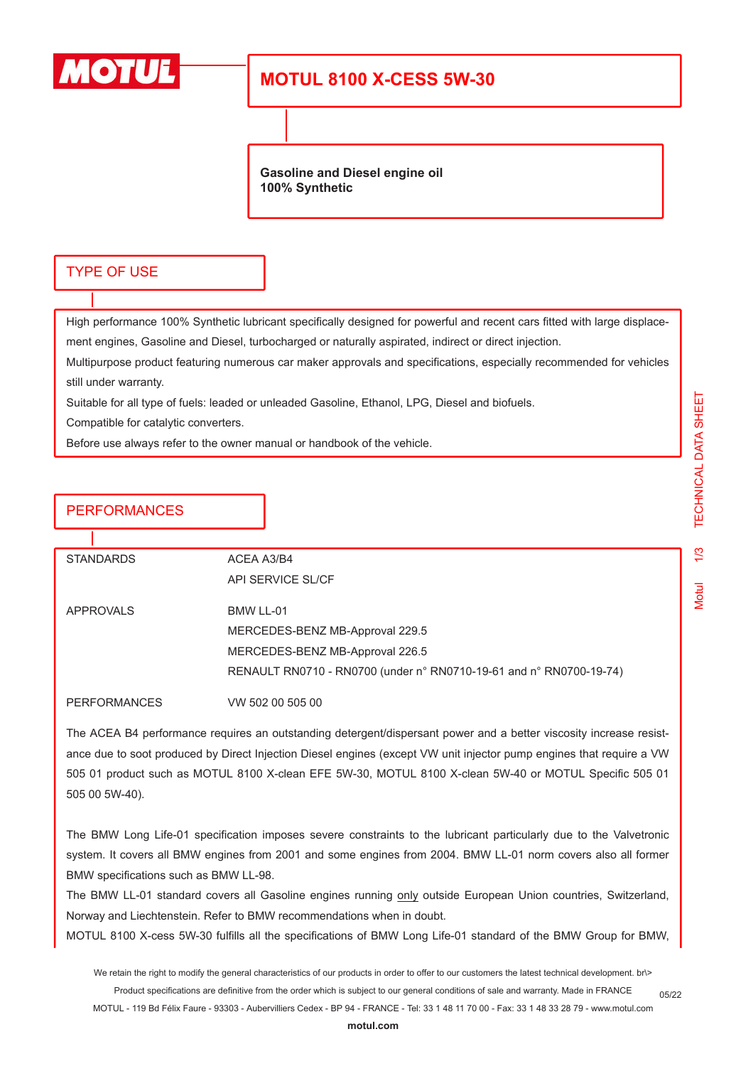# MOTUL 8100 X-CESS 5W-30

**Gasoline and Diesel engine oil**
**100% Synthetic**

## TYPE OF USE

High performance 100% Synthetic lubricant specifically designed for powerful and recent cars fitted with large displacement engines, Gasoline and Diesel, turbocharged or naturally aspirated, indirect or direct injection.

Multipurpose product featuring numerous car maker approvals and specifications, especially recommended for vehicles still under warranty.

Suitable for all type of fuels: leaded or unleaded Gasoline, Ethanol, LPG, Diesel and biofuels.

Compatible for catalytic converters.

Before use always refer to the owner manual or handbook of the vehicle.

## PERFORMANCES

| | |
|---|---|
| STANDARDS | ACEA A3/B4 |
| | API SERVICE SL/CF |
| APPROVALS | BMW LL-01 |
| | MERCEDES-BENZ MB-Approval 229.5 |
| | MERCEDES-BENZ MB-Approval 226.5 |
| | RENAULT RN0710 - RN0700 (under n° RN0710-19-61 and n° RN0700-19-74) |
| PERFORMANCES | VW 502 00 505 00 |

The ACEA B4 performance requires an outstanding detergent/dispersant power and a better viscosity increase resistance due to soot produced by Direct Injection Diesel engines (except VW unit injector pump engines that require a VW 505 01 product such as MOTUL 8100 X-clean EFE 5W-30, MOTUL 8100 X-clean 5W-40 or MOTUL Specific 505 01 505 00 5W-40).

The BMW Long Life-01 specification imposes severe constraints to the lubricant particularly due to the Valvetronic system. It covers all BMW engines from 2001 and some engines from 2004. BMW LL-01 norm covers also all former BMW specifications such as BMW LL-98.

The BMW LL-01 standard covers all Gasoline engines running only outside European Union countries, Switzerland, Norway and Liechtenstein. Refer to BMW recommendations when in doubt.

MOTUL 8100 X-cess 5W-30 fulfills all the specifications of BMW Long Life-01 standard of the BMW Group for BMW,

We retain the right to modify the general characteristics of our products in order to offer to our customers the latest technical development. br\>
Product specifications are definitive from the order which is subject to our general conditions of sale and warranty. Made in FRANCE
MOTUL - 119 Bd Félix Faure - 93303 - Aubervilliers Cedex - BP 94 - FRANCE - Tel: 33 1 48 11 70 00 - Fax: 33 1 48 33 28 79 - www.motul.com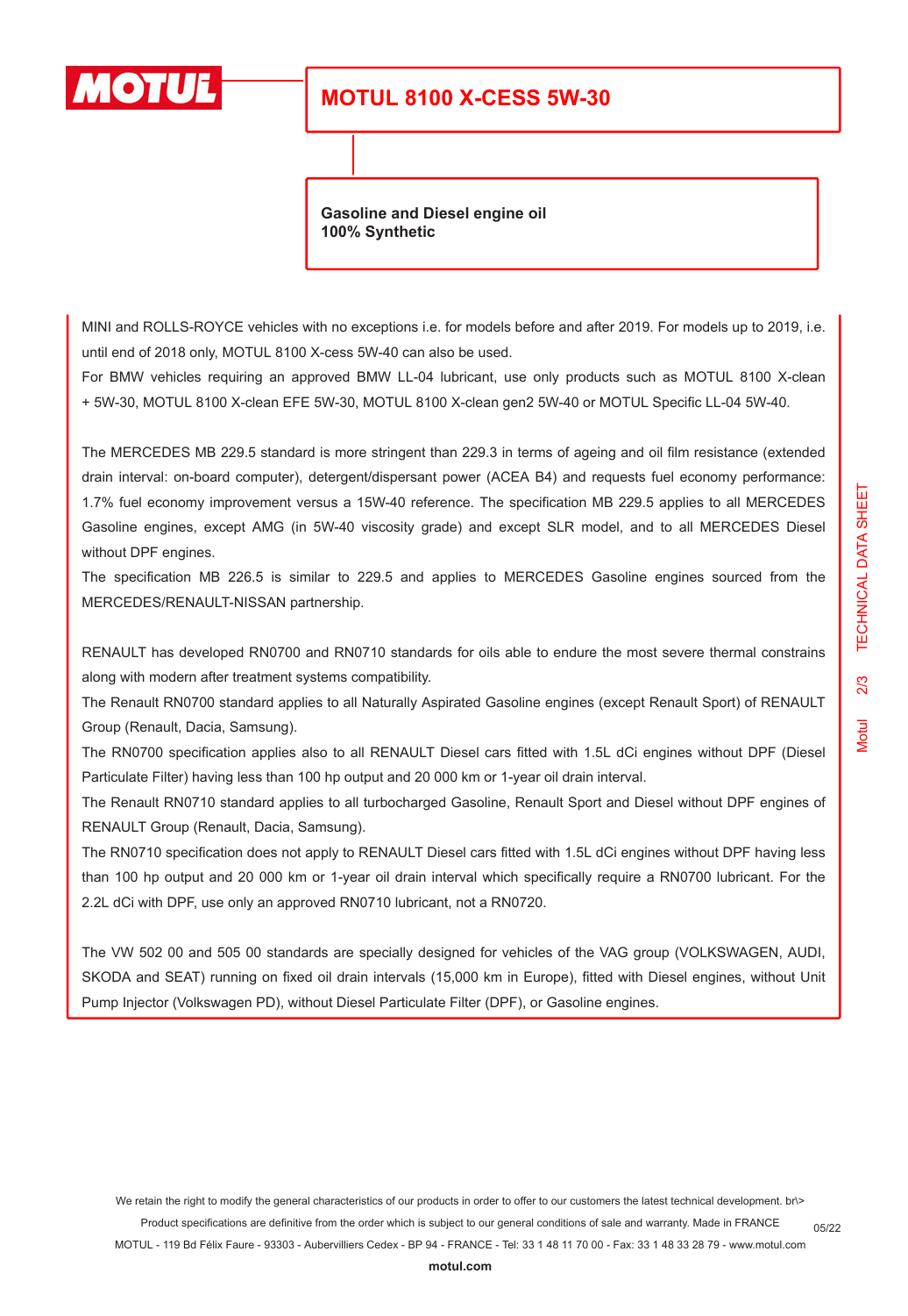# MOTUL 8100 X-CESS 5W-30

**Gasoline and Diesel engine oil**
**100% Synthetic**

MINI and ROLLS-ROYCE vehicles with no exceptions i.e. for models before and after 2019. For models up to 2019, i.e. until end of 2018 only, MOTUL 8100 X-cess 5W-40 can also be used.
For BMW vehicles requiring an approved BMW LL-04 lubricant, use only products such as MOTUL 8100 X-clean + 5W-30, MOTUL 8100 X-clean EFE 5W-30, MOTUL 8100 X-clean gen2 5W-40 or MOTUL Specific LL-04 5W-40.

The MERCEDES MB 229.5 standard is more stringent than 229.3 in terms of ageing and oil film resistance (extended drain interval: on-board computer), detergent/dispersant power (ACEA B4) and requests fuel economy performance: 1.7% fuel economy improvement versus a 15W-40 reference. The specification MB 229.5 applies to all MERCEDES Gasoline engines, except AMG (in 5W-40 viscosity grade) and except SLR model, and to all MERCEDES Diesel without DPF engines.
The specification MB 226.5 is similar to 229.5 and applies to MERCEDES Gasoline engines sourced from the MERCEDES/RENAULT-NISSAN partnership.

RENAULT has developed RN0700 and RN0710 standards for oils able to endure the most severe thermal constrains along with modern after treatment systems compatibility.
The Renault RN0700 standard applies to all Naturally Aspirated Gasoline engines (except Renault Sport) of RENAULT Group (Renault, Dacia, Samsung).
The RN0700 specification applies also to all RENAULT Diesel cars fitted with 1.5L dCi engines without DPF (Diesel Particulate Filter) having less than 100 hp output and 20 000 km or 1-year oil drain interval.
The Renault RN0710 standard applies to all turbocharged Gasoline, Renault Sport and Diesel without DPF engines of RENAULT Group (Renault, Dacia, Samsung).
The RN0710 specification does not apply to RENAULT Diesel cars fitted with 1.5L dCi engines without DPF having less than 100 hp output and 20 000 km or 1-year oil drain interval which specifically require a RN0700 lubricant. For the 2.2L dCi with DPF, use only an approved RN0710 lubricant, not a RN0720.

The VW 502 00 and 505 00 standards are specially designed for vehicles of the VAG group (VOLKSWAGEN, AUDI, SKODA and SEAT) running on fixed oil drain intervals (15,000 km in Europe), fitted with Diesel engines, without Unit Pump Injector (Volkswagen PD), without Diesel Particulate Filter (DPF), or Gasoline engines.

We retain the right to modify the general characteristics of our products in order to offer to our customers the latest technical development. br\>
Product specifications are definitive from the order which is subject to our general conditions of sale and warranty. Made in FRANCE
MOTUL - 119 Bd Félix Faure - 93303 - Aubervilliers Cedex - BP 94 - FRANCE - Tel: 33 1 48 11 70 00 - Fax: 33 1 48 33 28 79 - www.motul.com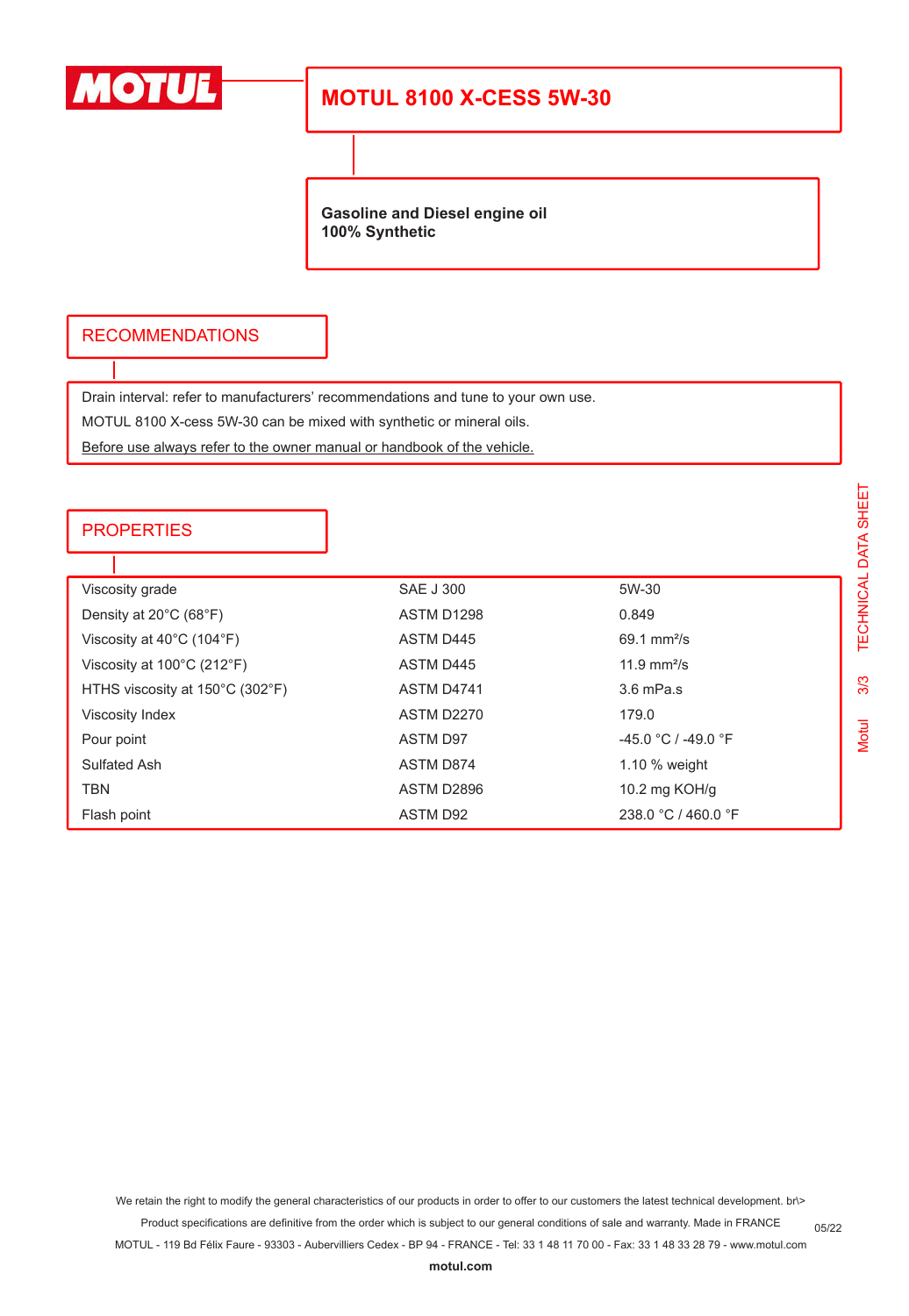# MOTUL 8100 X-CESS 5W-30

**Gasoline and Diesel engine oil**
**100% Synthetic**

## RECOMMENDATIONS

Drain interval: refer to manufacturers' recommendations and tune to your own use.

MOTUL 8100 X-cess 5W-30 can be mixed with synthetic or mineral oils.

Before use always refer to the owner manual or handbook of the vehicle.

## PROPERTIES

| | | |
|---|---|---|
| Viscosity grade | SAE J 300 | 5W-30 |
| Density at 20°C (68°F) | ASTM D1298 | 0.849 |
| Viscosity at 40°C (104°F) | ASTM D445 | 69.1 mm²/s |
| Viscosity at 100°C (212°F) | ASTM D445 | 11.9 mm²/s |
| HTHS viscosity at 150°C (302°F) | ASTM D4741 | 3.6 mPa.s |
| Viscosity Index | ASTM D2270 | 179.0 |
| Pour point | ASTM D97 | -45.0 °C / -49.0 °F |
| Sulfated Ash | ASTM D874 | 1.10 % weight |
| TBN | ASTM D2896 | 10.2 mg KOH/g |
| Flash point | ASTM D92 | 238.0 °C / 460.0 °F |

We retain the right to modify the general characteristics of our products in order to offer to our customers the latest technical development. br\>
Product specifications are definitive from the order which is subject to our general conditions of sale and warranty. Made in FRANCE
MOTUL - 119 Bd Félix Faure - 93303 - Aubervilliers Cedex - BP 94 - FRANCE - Tel: 33 1 48 11 70 00 - Fax: 33 1 48 33 28 79 - www.motul.com

05/22

**motul.com**